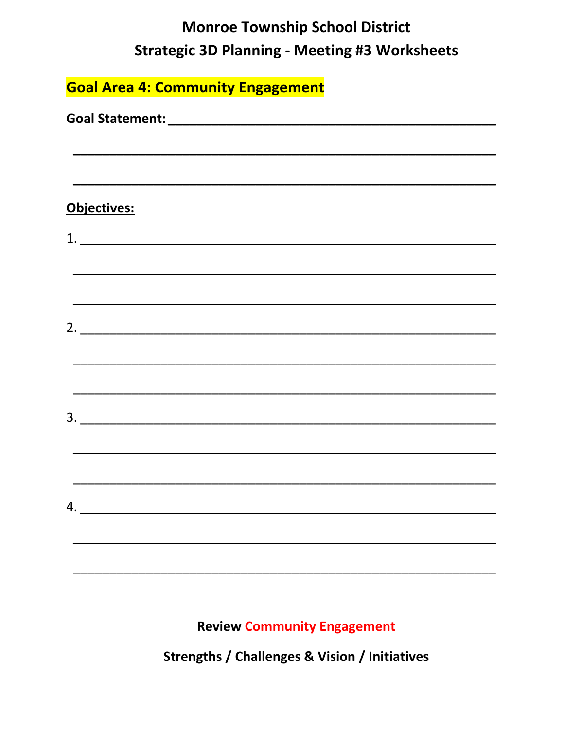# Monroe Township School District

## Strategic 3D Planning - Meeting #3 Worksheets

### Goal Area 4: Community Engagement

**Goal Statement:** ______________________________________________

______________________________________________________________

______________________________________________________________

**Objectives:**

1. ____________________________________________________________

______________________________________________________________

______________________________________________________________

2. ____________________________________________________________

______________________________________________________________

______________________________________________________________

3. ____________________________________________________________

______________________________________________________________

______________________________________________________________

4. ____________________________________________________________

______________________________________________________________

______________________________________________________________

**Review Community Engagement**

**Strengths / Challenges & Vision / Initiatives**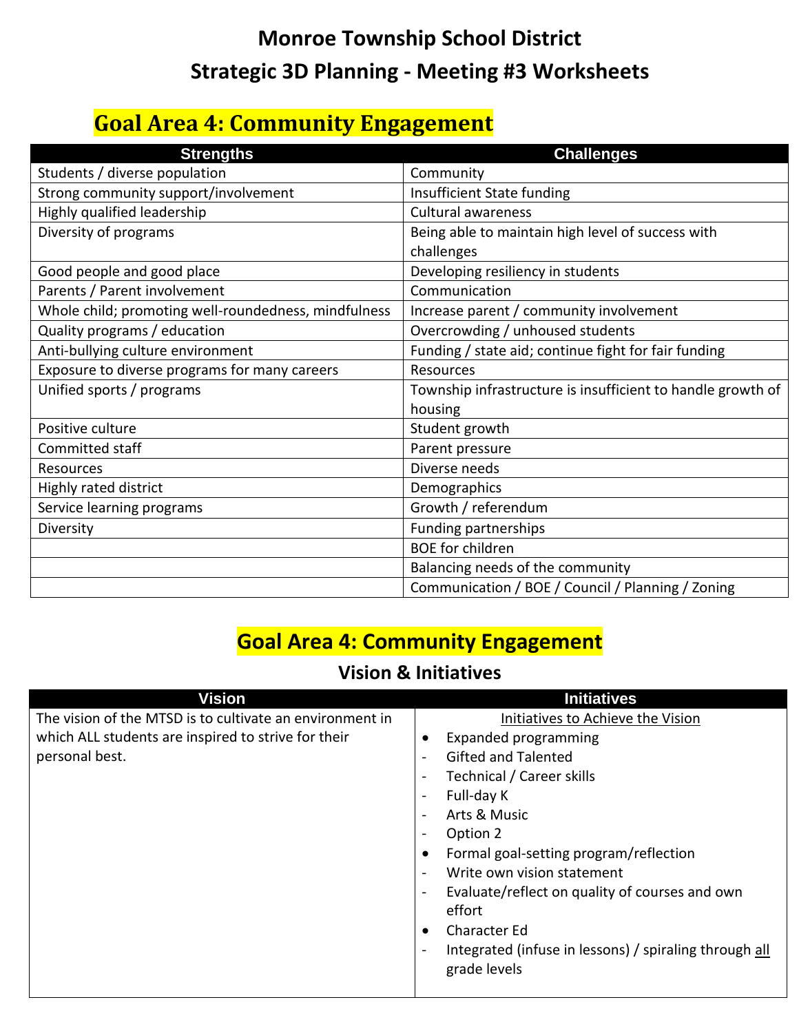# Monroe Township School District
# Strategic 3D Planning - Meeting #3 Worksheets

## Goal Area 4: Community Engagement

| Strengths | Challenges |
|---|---|
| Students / diverse population | Community |
| Strong community support/involvement | Insufficient State funding |
| Highly qualified leadership | Cultural awareness |
| Diversity of programs | Being able to maintain high level of success with challenges |
| Good people and good place | Developing resiliency in students |
| Parents / Parent involvement | Communication |
| Whole child; promoting well-roundedness, mindfulness | Increase parent / community involvement |
| Quality programs / education | Overcrowding / unhoused students |
| Anti-bullying culture environment | Funding / state aid; continue fight for fair funding |
| Exposure to diverse programs for many careers | Resources |
| Unified sports / programs | Township infrastructure is insufficient to handle growth of housing |
| Positive culture | Student growth |
| Committed staff | Parent pressure |
| Resources | Diverse needs |
| Highly rated district | Demographics |
| Service learning programs | Growth / referendum |
| Diversity | Funding partnerships |
| | BOE for children |
| | Balancing needs of the community |
| | Communication / BOE / Council / Planning / Zoning |

## Goal Area 4: Community Engagement

### Vision & Initiatives

| Vision | Initiatives |
|---|---|
| The vision of the MTSD is to cultivate an environment in which ALL students are inspired to strive for their personal best. | Initiatives to Achieve the Vision<br>• Expanded programming<br>- Gifted and Talented<br>- Technical / Career skills<br>- Full-day K<br>- Arts & Music<br>- Option 2<br>• Formal goal-setting program/reflection<br>- Write own vision statement<br>- Evaluate/reflect on quality of courses and own effort<br>• Character Ed<br>- Integrated (infuse in lessons) / spiraling through all grade levels |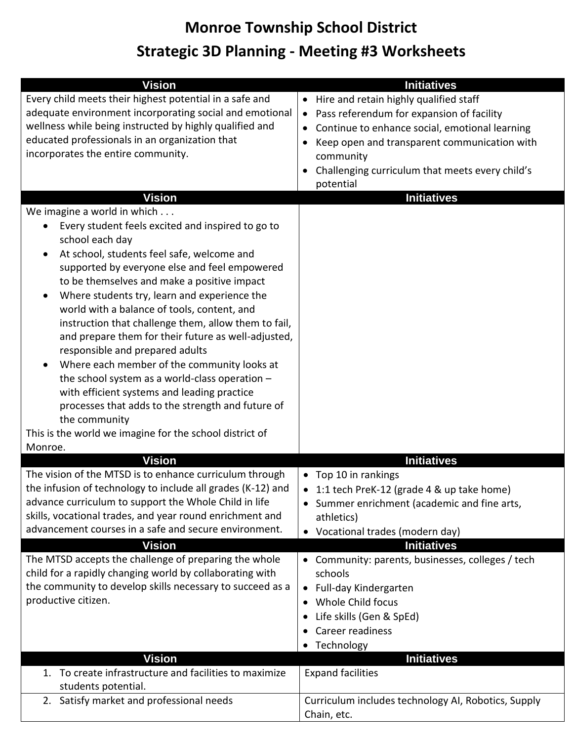# Monroe Township School District

## Strategic 3D Planning - Meeting #3 Worksheets

| Vision | Initiatives |
|---|---|
| Every child meets their highest potential in a safe and adequate environment incorporating social and emotional wellness while being instructed by highly qualified and educated professionals in an organization that incorporates the entire community. | • Hire and retain highly qualified staff<br>• Pass referendum for expansion of facility<br>• Continue to enhance social, emotional learning<br>• Keep open and transparent communication with community<br>• Challenging curriculum that meets every child's potential |

| Vision | Initiatives |
|---|---|
| We imagine a world in which . . .<br>• Every student feels excited and inspired to go to school each day<br>• At school, students feel safe, welcome and supported by everyone else and feel empowered to be themselves and make a positive impact<br>• Where students try, learn and experience the world with a balance of tools, content, and instruction that challenge them, allow them to fail, and prepare them for their future as well-adjusted, responsible and prepared adults<br>• Where each member of the community looks at the school system as a world-class operation – with efficient systems and leading practice processes that adds to the strength and future of the community<br>This is the world we imagine for the school district of Monroe. | |

| Vision | Initiatives |
|---|---|
| The vision of the MTSD is to enhance curriculum through the infusion of technology to include all grades (K-12) and advance curriculum to support the Whole Child in life skills, vocational trades, and year round enrichment and advancement courses in a safe and secure environment. | • Top 10 in rankings<br>• 1:1 tech PreK-12 (grade 4 & up take home)<br>• Summer enrichment (academic and fine arts, athletics)<br>• Vocational trades (modern day) |

| Vision | Initiatives |
|---|---|
| The MTSD accepts the challenge of preparing the whole child for a rapidly changing world by collaborating with the community to develop skills necessary to succeed as a productive citizen. | • Community: parents, businesses, colleges / tech schools<br>• Full-day Kindergarten<br>• Whole Child focus<br>• Life skills (Gen & SpEd)<br>• Career readiness<br>• Technology |

| Vision | Initiatives |
|---|---|
| 1. To create infrastructure and facilities to maximize students potential. | Expand facilities |
| 2. Satisfy market and professional needs | Curriculum includes technology AI, Robotics, Supply Chain, etc. |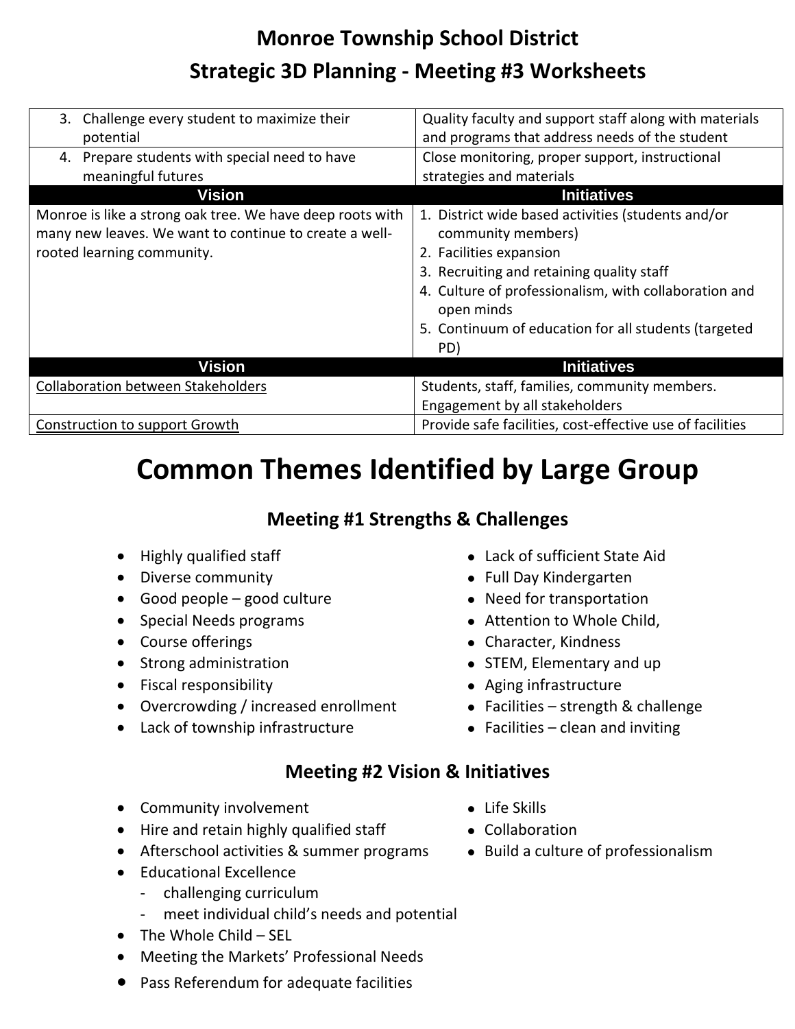# Monroe Township School District
## Strategic 3D Planning - Meeting #3 Worksheets

| | |
|---|---|
| 3. Challenge every student to maximize their potential | Quality faculty and support staff along with materials and programs that address needs of the student |
| 4. Prepare students with special need to have meaningful futures | Close monitoring, proper support, instructional strategies and materials |
| **Vision** | **Initiatives** |
| Monroe is like a strong oak tree. We have deep roots with many new leaves. We want to continue to create a well-rooted learning community. | 1. District wide based activities (students and/or community members)<br>2. Facilities expansion<br>3. Recruiting and retaining quality staff<br>4. Culture of professionalism, with collaboration and open minds<br>5. Continuum of education for all students (targeted PD) |
| **Vision** | **Initiatives** |
| <u>Collaboration between Stakeholders</u> | Students, staff, families, community members. Engagement by all stakeholders |
| <u>Construction to support Growth</u> | Provide safe facilities, cost-effective use of facilities |

# Common Themes Identified by Large Group

### Meeting #1 Strengths & Challenges

- Highly qualified staff
- Diverse community
- Good people – good culture
- Special Needs programs
- Course offerings
- Strong administration
- Fiscal responsibility
- Overcrowding / increased enrollment
- Lack of township infrastructure
- Lack of sufficient State Aid
- Full Day Kindergarten
- Need for transportation
- Attention to Whole Child,
- Character, Kindness
- STEM, Elementary and up
- Aging infrastructure
- Facilities – strength & challenge
- Facilities – clean and inviting

### Meeting #2 Vision & Initiatives

- Community involvement
- Hire and retain highly qualified staff
- Afterschool activities & summer programs
- Educational Excellence
  - challenging curriculum
  - meet individual child's needs and potential
- The Whole Child – SEL
- Meeting the Markets' Professional Needs
- Pass Referendum for adequate facilities
- Life Skills
- Collaboration
- Build a culture of professionalism